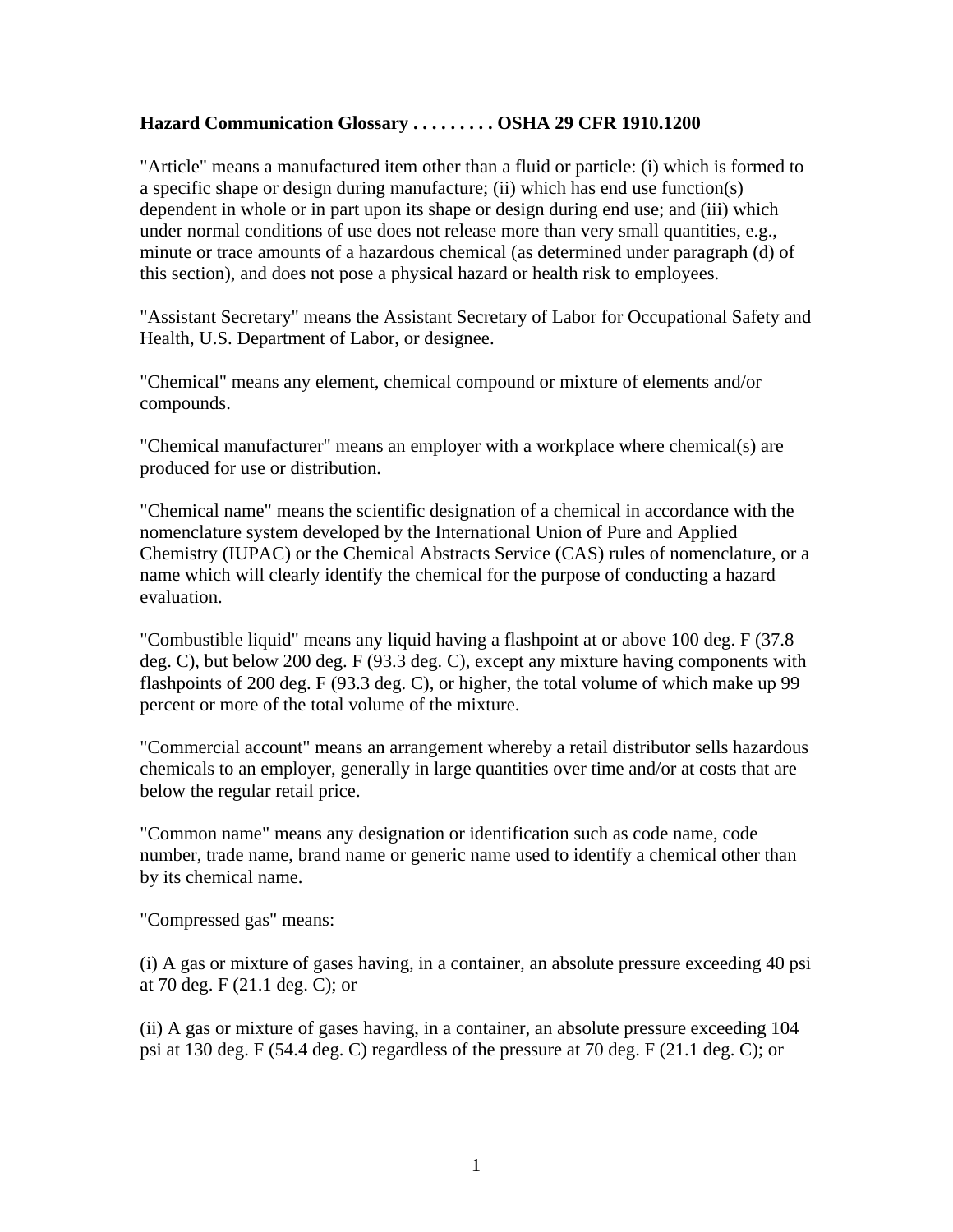**Hazard Communication Glossary . . . . . . . . . OSHA 29 CFR 1910.1200**

"Article" means a manufactured item other than a fluid or particle: (i) which is formed to a specific shape or design during manufacture; (ii) which has end use function(s) dependent in whole or in part upon its shape or design during end use; and (iii) which under normal conditions of use does not release more than very small quantities, e.g., minute or trace amounts of a hazardous chemical (as determined under paragraph (d) of this section), and does not pose a physical hazard or health risk to employees.

"Assistant Secretary" means the Assistant Secretary of Labor for Occupational Safety and Health, U.S. Department of Labor, or designee.

"Chemical" means any element, chemical compound or mixture of elements and/or compounds.

"Chemical manufacturer" means an employer with a workplace where chemical(s) are produced for use or distribution.

"Chemical name" means the scientific designation of a chemical in accordance with the nomenclature system developed by the International Union of Pure and Applied Chemistry (IUPAC) or the Chemical Abstracts Service (CAS) rules of nomenclature, or a name which will clearly identify the chemical for the purpose of conducting a hazard evaluation.

"Combustible liquid" means any liquid having a flashpoint at or above 100 deg. F (37.8 deg. C), but below 200 deg. F (93.3 deg. C), except any mixture having components with flashpoints of 200 deg. F (93.3 deg. C), or higher, the total volume of which make up 99 percent or more of the total volume of the mixture.

"Commercial account" means an arrangement whereby a retail distributor sells hazardous chemicals to an employer, generally in large quantities over time and/or at costs that are below the regular retail price.

"Common name" means any designation or identification such as code name, code number, trade name, brand name or generic name used to identify a chemical other than by its chemical name.

"Compressed gas" means:

(i) A gas or mixture of gases having, in a container, an absolute pressure exceeding 40 psi at 70 deg. F (21.1 deg. C); or

(ii) A gas or mixture of gases having, in a container, an absolute pressure exceeding 104 psi at 130 deg. F (54.4 deg. C) regardless of the pressure at 70 deg. F (21.1 deg. C); or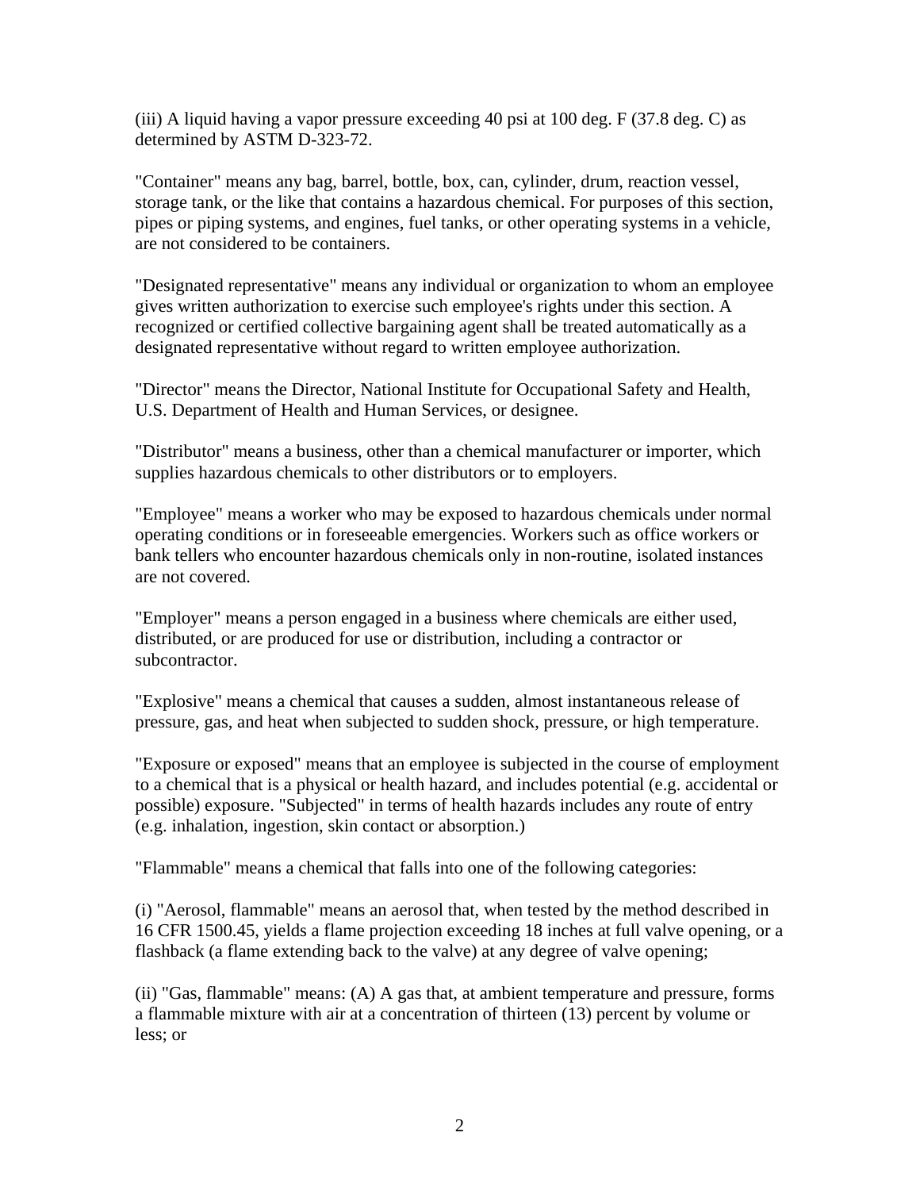(iii) A liquid having a vapor pressure exceeding 40 psi at 100 deg. F (37.8 deg. C) as determined by ASTM D-323-72.

"Container" means any bag, barrel, bottle, box, can, cylinder, drum, reaction vessel, storage tank, or the like that contains a hazardous chemical. For purposes of this section, pipes or piping systems, and engines, fuel tanks, or other operating systems in a vehicle, are not considered to be containers.

"Designated representative" means any individual or organization to whom an employee gives written authorization to exercise such employee's rights under this section. A recognized or certified collective bargaining agent shall be treated automatically as a designated representative without regard to written employee authorization.

"Director" means the Director, National Institute for Occupational Safety and Health, U.S. Department of Health and Human Services, or designee.

"Distributor" means a business, other than a chemical manufacturer or importer, which supplies hazardous chemicals to other distributors or to employers.

"Employee" means a worker who may be exposed to hazardous chemicals under normal operating conditions or in foreseeable emergencies. Workers such as office workers or bank tellers who encounter hazardous chemicals only in non-routine, isolated instances are not covered.

"Employer" means a person engaged in a business where chemicals are either used, distributed, or are produced for use or distribution, including a contractor or subcontractor.

"Explosive" means a chemical that causes a sudden, almost instantaneous release of pressure, gas, and heat when subjected to sudden shock, pressure, or high temperature.

"Exposure or exposed" means that an employee is subjected in the course of employment to a chemical that is a physical or health hazard, and includes potential (e.g. accidental or possible) exposure. "Subjected" in terms of health hazards includes any route of entry (e.g. inhalation, ingestion, skin contact or absorption.)

"Flammable" means a chemical that falls into one of the following categories:

(i) "Aerosol, flammable" means an aerosol that, when tested by the method described in 16 CFR 1500.45, yields a flame projection exceeding 18 inches at full valve opening, or a flashback (a flame extending back to the valve) at any degree of valve opening;

(ii) "Gas, flammable" means: (A) A gas that, at ambient temperature and pressure, forms a flammable mixture with air at a concentration of thirteen (13) percent by volume or less; or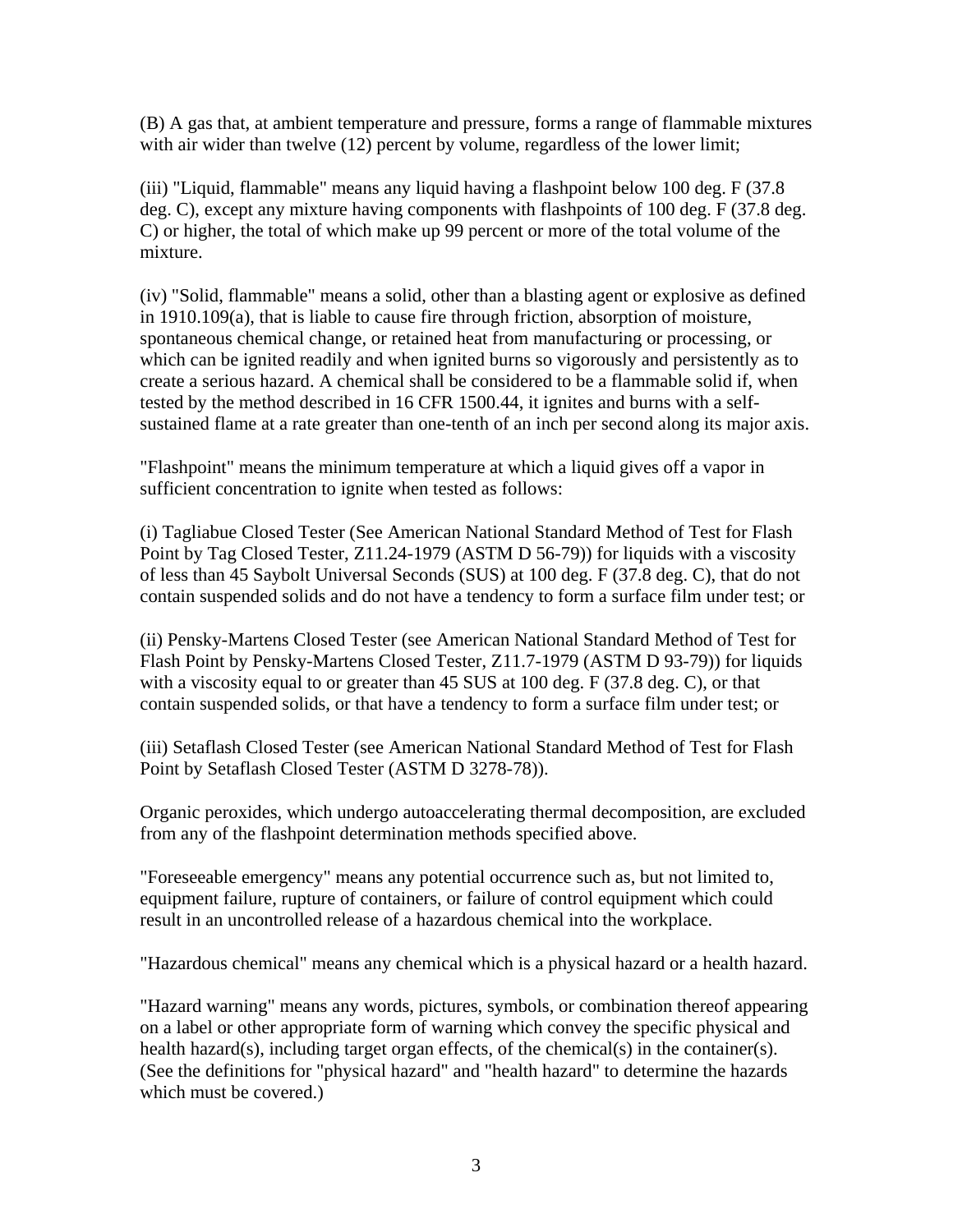(B) A gas that, at ambient temperature and pressure, forms a range of flammable mixtures with air wider than twelve (12) percent by volume, regardless of the lower limit;

(iii) "Liquid, flammable" means any liquid having a flashpoint below 100 deg. F (37.8 deg. C), except any mixture having components with flashpoints of 100 deg. F (37.8 deg. C) or higher, the total of which make up 99 percent or more of the total volume of the mixture.

(iv) "Solid, flammable" means a solid, other than a blasting agent or explosive as defined in 1910.109(a), that is liable to cause fire through friction, absorption of moisture, spontaneous chemical change, or retained heat from manufacturing or processing, or which can be ignited readily and when ignited burns so vigorously and persistently as to create a serious hazard. A chemical shall be considered to be a flammable solid if, when tested by the method described in 16 CFR 1500.44, it ignites and burns with a self-sustained flame at a rate greater than one-tenth of an inch per second along its major axis.

"Flashpoint" means the minimum temperature at which a liquid gives off a vapor in sufficient concentration to ignite when tested as follows:

(i) Tagliabue Closed Tester (See American National Standard Method of Test for Flash Point by Tag Closed Tester, Z11.24-1979 (ASTM D 56-79)) for liquids with a viscosity of less than 45 Saybolt Universal Seconds (SUS) at 100 deg. F (37.8 deg. C), that do not contain suspended solids and do not have a tendency to form a surface film under test; or

(ii) Pensky-Martens Closed Tester (see American National Standard Method of Test for Flash Point by Pensky-Martens Closed Tester, Z11.7-1979 (ASTM D 93-79)) for liquids with a viscosity equal to or greater than 45 SUS at 100 deg. F (37.8 deg. C), or that contain suspended solids, or that have a tendency to form a surface film under test; or

(iii) Setaflash Closed Tester (see American National Standard Method of Test for Flash Point by Setaflash Closed Tester (ASTM D 3278-78)).

Organic peroxides, which undergo autoaccelerating thermal decomposition, are excluded from any of the flashpoint determination methods specified above.

"Foreseeable emergency" means any potential occurrence such as, but not limited to, equipment failure, rupture of containers, or failure of control equipment which could result in an uncontrolled release of a hazardous chemical into the workplace.

"Hazardous chemical" means any chemical which is a physical hazard or a health hazard.

"Hazard warning" means any words, pictures, symbols, or combination thereof appearing on a label or other appropriate form of warning which convey the specific physical and health hazard(s), including target organ effects, of the chemical(s) in the container(s). (See the definitions for "physical hazard" and "health hazard" to determine the hazards which must be covered.)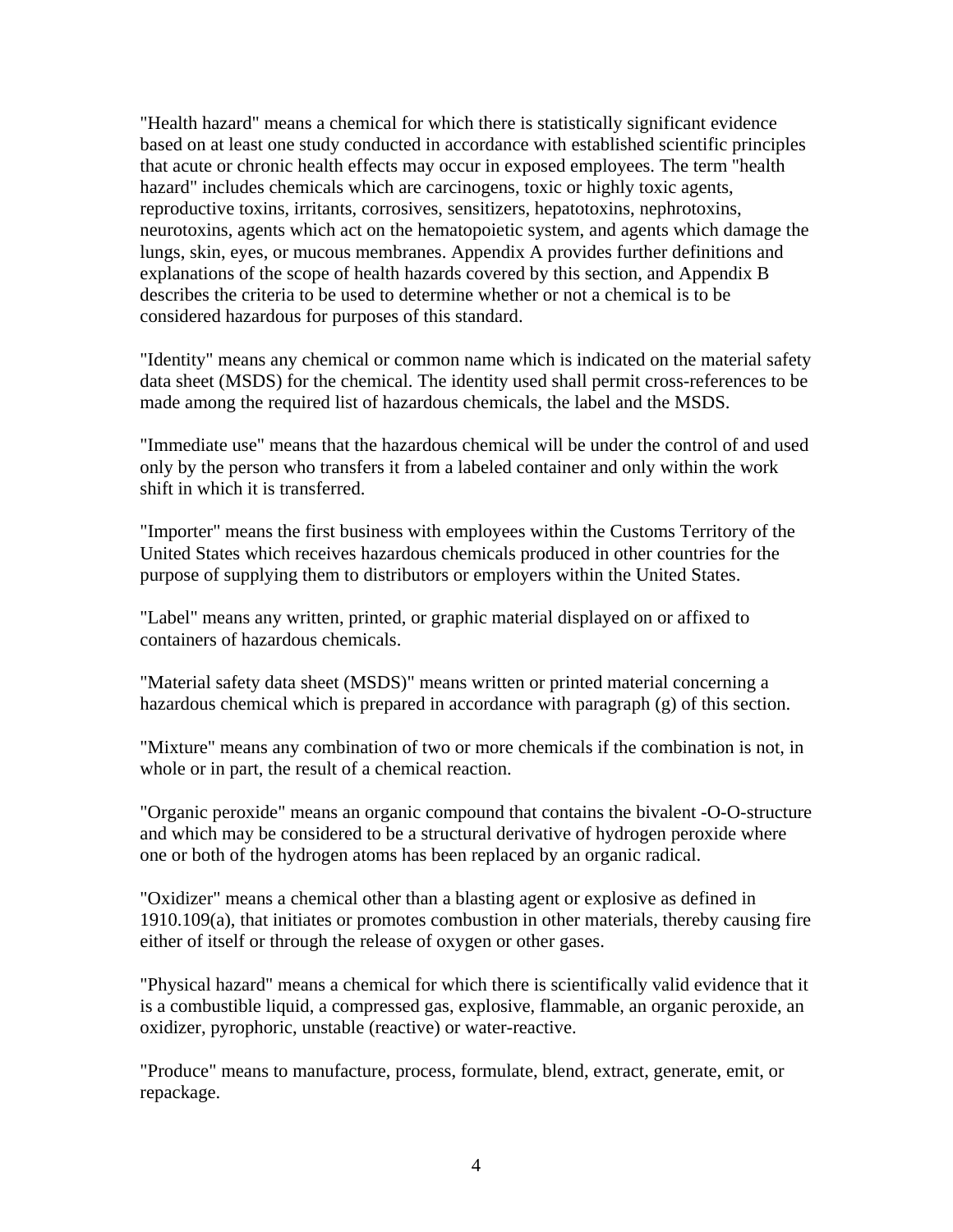"Health hazard" means a chemical for which there is statistically significant evidence based on at least one study conducted in accordance with established scientific principles that acute or chronic health effects may occur in exposed employees. The term "health hazard" includes chemicals which are carcinogens, toxic or highly toxic agents, reproductive toxins, irritants, corrosives, sensitizers, hepatotoxins, nephrotoxins, neurotoxins, agents which act on the hematopoietic system, and agents which damage the lungs, skin, eyes, or mucous membranes. Appendix A provides further definitions and explanations of the scope of health hazards covered by this section, and Appendix B describes the criteria to be used to determine whether or not a chemical is to be considered hazardous for purposes of this standard.

"Identity" means any chemical or common name which is indicated on the material safety data sheet (MSDS) for the chemical. The identity used shall permit cross-references to be made among the required list of hazardous chemicals, the label and the MSDS.

"Immediate use" means that the hazardous chemical will be under the control of and used only by the person who transfers it from a labeled container and only within the work shift in which it is transferred.

"Importer" means the first business with employees within the Customs Territory of the United States which receives hazardous chemicals produced in other countries for the purpose of supplying them to distributors or employers within the United States.

"Label" means any written, printed, or graphic material displayed on or affixed to containers of hazardous chemicals.

"Material safety data sheet (MSDS)" means written or printed material concerning a hazardous chemical which is prepared in accordance with paragraph (g) of this section.

"Mixture" means any combination of two or more chemicals if the combination is not, in whole or in part, the result of a chemical reaction.

"Organic peroxide" means an organic compound that contains the bivalent -O-O-structure and which may be considered to be a structural derivative of hydrogen peroxide where one or both of the hydrogen atoms has been replaced by an organic radical.

"Oxidizer" means a chemical other than a blasting agent or explosive as defined in 1910.109(a), that initiates or promotes combustion in other materials, thereby causing fire either of itself or through the release of oxygen or other gases.

"Physical hazard" means a chemical for which there is scientifically valid evidence that it is a combustible liquid, a compressed gas, explosive, flammable, an organic peroxide, an oxidizer, pyrophoric, unstable (reactive) or water-reactive.

"Produce" means to manufacture, process, formulate, blend, extract, generate, emit, or repackage.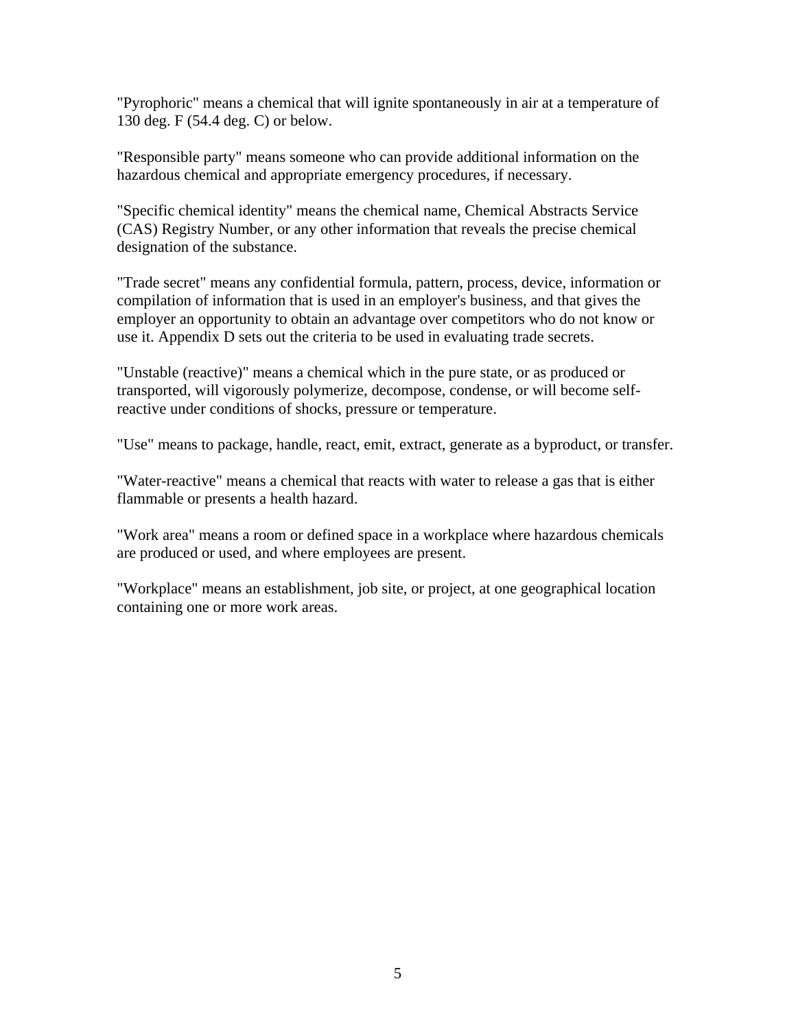"Pyrophoric" means a chemical that will ignite spontaneously in air at a temperature of 130 deg. F (54.4 deg. C) or below.

"Responsible party" means someone who can provide additional information on the hazardous chemical and appropriate emergency procedures, if necessary.

"Specific chemical identity" means the chemical name, Chemical Abstracts Service (CAS) Registry Number, or any other information that reveals the precise chemical designation of the substance.

"Trade secret" means any confidential formula, pattern, process, device, information or compilation of information that is used in an employer's business, and that gives the employer an opportunity to obtain an advantage over competitors who do not know or use it. Appendix D sets out the criteria to be used in evaluating trade secrets.

"Unstable (reactive)" means a chemical which in the pure state, or as produced or transported, will vigorously polymerize, decompose, condense, or will become self-reactive under conditions of shocks, pressure or temperature.

"Use" means to package, handle, react, emit, extract, generate as a byproduct, or transfer.

"Water-reactive" means a chemical that reacts with water to release a gas that is either flammable or presents a health hazard.

"Work area" means a room or defined space in a workplace where hazardous chemicals are produced or used, and where employees are present.

"Workplace" means an establishment, job site, or project, at one geographical location containing one or more work areas.